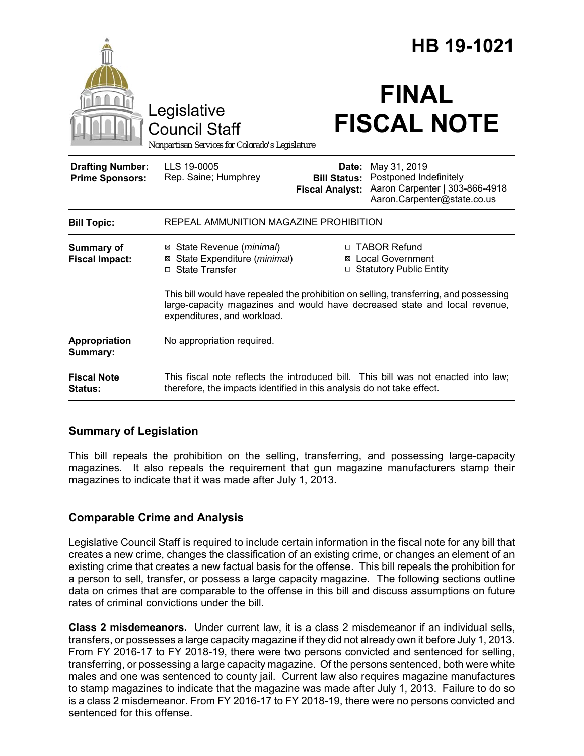# HB 19-1021

Legislative Council Staff

*Nonpartisan Services for Colorado's Legislature*

# FINAL FISCAL NOTE

| | | | |
|---|---|---|---|
| **Drafting Number:** | LLS 19-0005 | **Date:** | May 31, 2019 |
| **Prime Sponsors:** | Rep. Saine; Humphrey | **Bill Status:** | Postponed Indefinitely |
| | | **Fiscal Analyst:** | Aaron Carpenter \| 303-866-4918 Aaron.Carpenter@state.co.us |

| | |
|---|---|
| **Bill Topic:** | REPEAL AMMUNITION MAGAZINE PROHIBITION |
| **Summary of Fiscal Impact:** | ☒ State Revenue (*minimal*) ☒ State Expenditure (*minimal*) ☐ State Transfer ☐ TABOR Refund ☒ Local Government ☐ Statutory Public Entity<br><br>This bill would have repealed the prohibition on selling, transferring, and possessing large-capacity magazines and would have decreased state and local revenue, expenditures, and workload. |
| **Appropriation Summary:** | No appropriation required. |
| **Fiscal Note Status:** | This fiscal note reflects the introduced bill. This bill was not enacted into law; therefore, the impacts identified in this analysis do not take effect. |

## Summary of Legislation

This bill repeals the prohibition on the selling, transferring, and possessing large-capacity magazines. It also repeals the requirement that gun magazine manufacturers stamp their magazines to indicate that it was made after July 1, 2013.

## Comparable Crime and Analysis

Legislative Council Staff is required to include certain information in the fiscal note for any bill that creates a new crime, changes the classification of an existing crime, or changes an element of an existing crime that creates a new factual basis for the offense. This bill repeals the prohibition for a person to sell, transfer, or possess a large capacity magazine. The following sections outline data on crimes that are comparable to the offense in this bill and discuss assumptions on future rates of criminal convictions under the bill.

**Class 2 misdemeanors.** Under current law, it is a class 2 misdemeanor if an individual sells, transfers, or possesses a large capacity magazine if they did not already own it before July 1, 2013. From FY 2016-17 to FY 2018-19, there were two persons convicted and sentenced for selling, transferring, or possessing a large capacity magazine. Of the persons sentenced, both were white males and one was sentenced to county jail. Current law also requires magazine manufactures to stamp magazines to indicate that the magazine was made after July 1, 2013. Failure to do so is a class 2 misdemeanor. From FY 2016-17 to FY 2018-19, there were no persons convicted and sentenced for this offense.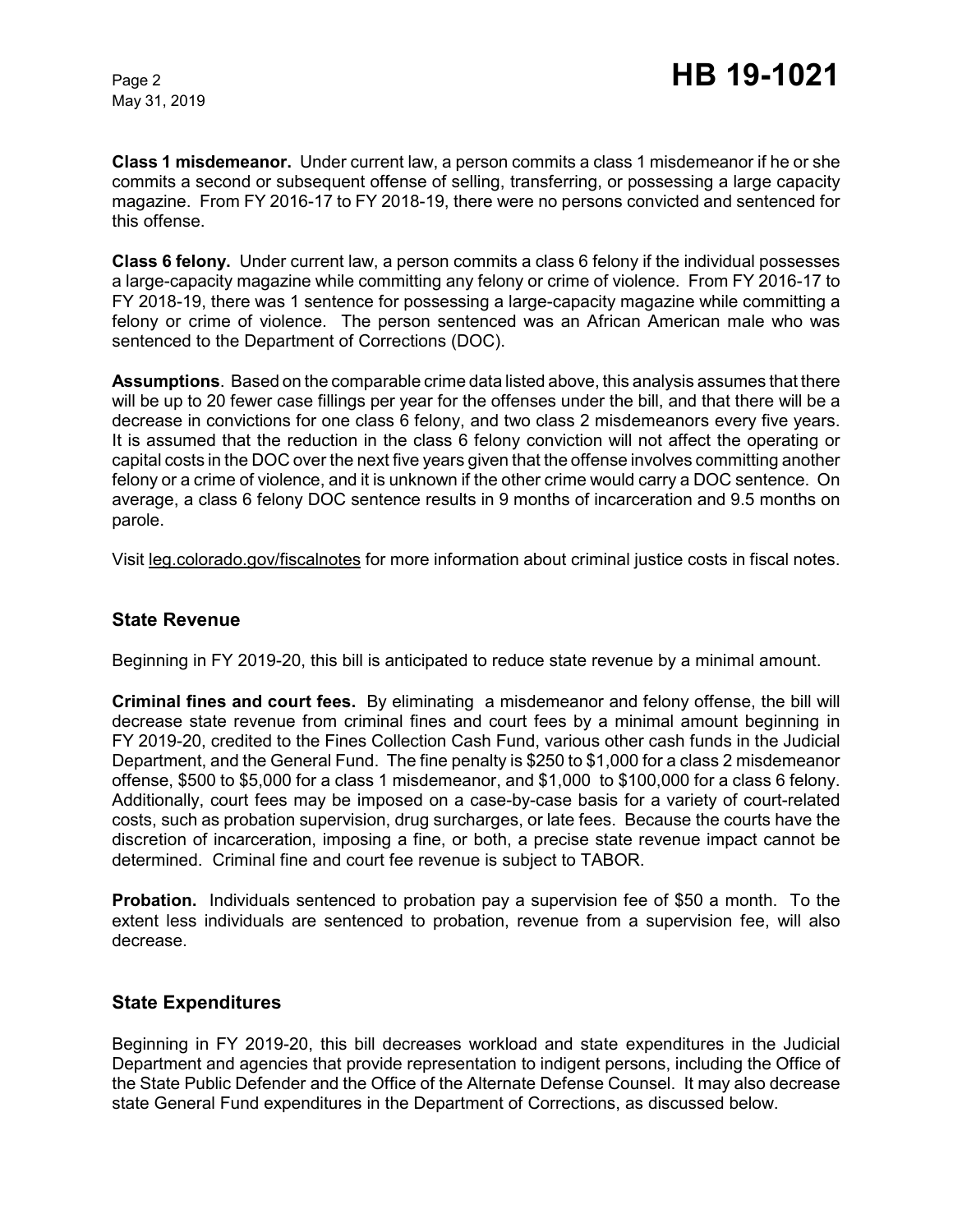**Class 1 misdemeanor.** Under current law, a person commits a class 1 misdemeanor if he or she commits a second or subsequent offense of selling, transferring, or possessing a large capacity magazine. From FY 2016-17 to FY 2018-19, there were no persons convicted and sentenced for this offense.

**Class 6 felony.** Under current law, a person commits a class 6 felony if the individual possesses a large-capacity magazine while committing any felony or crime of violence. From FY 2016-17 to FY 2018-19, there was 1 sentence for possessing a large-capacity magazine while committing a felony or crime of violence. The person sentenced was an African American male who was sentenced to the Department of Corrections (DOC).

**Assumptions**. Based on the comparable crime data listed above, this analysis assumes that there will be up to 20 fewer case fillings per year for the offenses under the bill, and that there will be a decrease in convictions for one class 6 felony, and two class 2 misdemeanors every five years. It is assumed that the reduction in the class 6 felony conviction will not affect the operating or capital costs in the DOC over the next five years given that the offense involves committing another felony or a crime of violence, and it is unknown if the other crime would carry a DOC sentence. On average, a class 6 felony DOC sentence results in 9 months of incarceration and 9.5 months on parole.

Visit leg.colorado.gov/fiscalnotes for more information about criminal justice costs in fiscal notes.

## State Revenue

Beginning in FY 2019-20, this bill is anticipated to reduce state revenue by a minimal amount.

**Criminal fines and court fees.** By eliminating a misdemeanor and felony offense, the bill will decrease state revenue from criminal fines and court fees by a minimal amount beginning in FY 2019-20, credited to the Fines Collection Cash Fund, various other cash funds in the Judicial Department, and the General Fund. The fine penalty is $250 to $1,000 for a class 2 misdemeanor offense, $500 to $5,000 for a class 1 misdemeanor, and $1,000 to $100,000 for a class 6 felony. Additionally, court fees may be imposed on a case-by-case basis for a variety of court-related costs, such as probation supervision, drug surcharges, or late fees. Because the courts have the discretion of incarceration, imposing a fine, or both, a precise state revenue impact cannot be determined. Criminal fine and court fee revenue is subject to TABOR.

**Probation.** Individuals sentenced to probation pay a supervision fee of $50 a month. To the extent less individuals are sentenced to probation, revenue from a supervision fee, will also decrease.

## State Expenditures

Beginning in FY 2019-20, this bill decreases workload and state expenditures in the Judicial Department and agencies that provide representation to indigent persons, including the Office of the State Public Defender and the Office of the Alternate Defense Counsel. It may also decrease state General Fund expenditures in the Department of Corrections, as discussed below.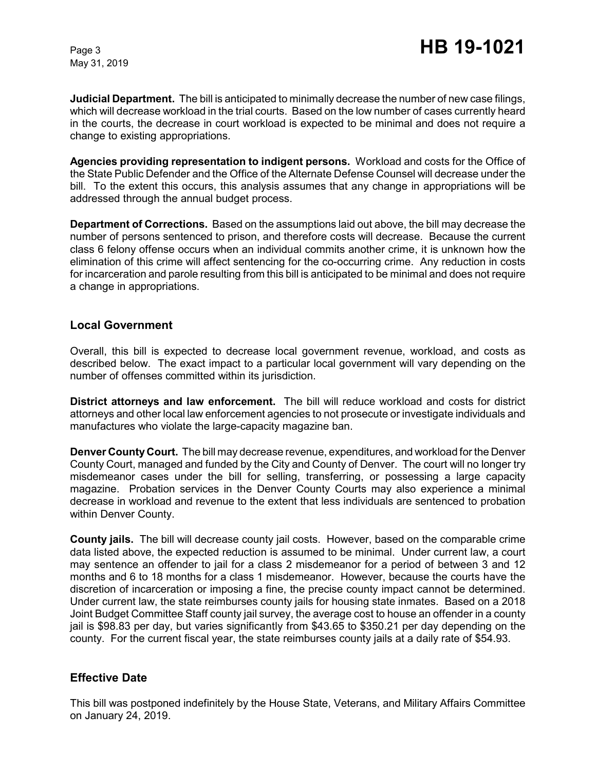**Judicial Department.** The bill is anticipated to minimally decrease the number of new case filings, which will decrease workload in the trial courts. Based on the low number of cases currently heard in the courts, the decrease in court workload is expected to be minimal and does not require a change to existing appropriations.

**Agencies providing representation to indigent persons.** Workload and costs for the Office of the State Public Defender and the Office of the Alternate Defense Counsel will decrease under the bill. To the extent this occurs, this analysis assumes that any change in appropriations will be addressed through the annual budget process.

**Department of Corrections.** Based on the assumptions laid out above, the bill may decrease the number of persons sentenced to prison, and therefore costs will decrease. Because the current class 6 felony offense occurs when an individual commits another crime, it is unknown how the elimination of this crime will affect sentencing for the co-occurring crime. Any reduction in costs for incarceration and parole resulting from this bill is anticipated to be minimal and does not require a change in appropriations.

## Local Government

Overall, this bill is expected to decrease local government revenue, workload, and costs as described below. The exact impact to a particular local government will vary depending on the number of offenses committed within its jurisdiction.

**District attorneys and law enforcement.** The bill will reduce workload and costs for district attorneys and other local law enforcement agencies to not prosecute or investigate individuals and manufactures who violate the large-capacity magazine ban.

**Denver County Court.** The bill may decrease revenue, expenditures, and workload for the Denver County Court, managed and funded by the City and County of Denver. The court will no longer try misdemeanor cases under the bill for selling, transferring, or possessing a large capacity magazine. Probation services in the Denver County Courts may also experience a minimal decrease in workload and revenue to the extent that less individuals are sentenced to probation within Denver County.

**County jails.** The bill will decrease county jail costs. However, based on the comparable crime data listed above, the expected reduction is assumed to be minimal. Under current law, a court may sentence an offender to jail for a class 2 misdemeanor for a period of between 3 and 12 months and 6 to 18 months for a class 1 misdemeanor. However, because the courts have the discretion of incarceration or imposing a fine, the precise county impact cannot be determined. Under current law, the state reimburses county jails for housing state inmates. Based on a 2018 Joint Budget Committee Staff county jail survey, the average cost to house an offender in a county jail is $98.83 per day, but varies significantly from $43.65 to $350.21 per day depending on the county. For the current fiscal year, the state reimburses county jails at a daily rate of $54.93.

## Effective Date

This bill was postponed indefinitely by the House State, Veterans, and Military Affairs Committee on January 24, 2019.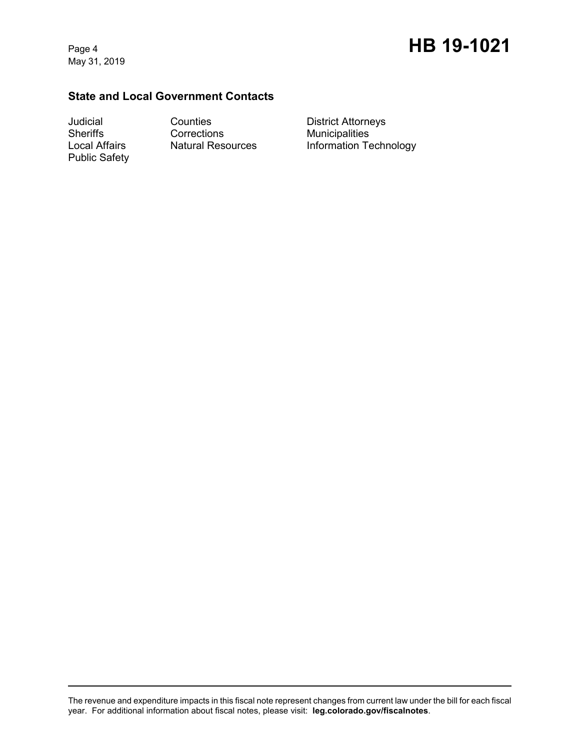## State and Local Government Contacts

| | | |
|---|---|---|
| Judicial | Counties | District Attorneys |
| Sheriffs | Corrections | Municipalities |
| Local Affairs | Natural Resources | Information Technology |
| Public Safety | | |

The revenue and expenditure impacts in this fiscal note represent changes from current law under the bill for each fiscal year. For additional information about fiscal notes, please visit: **leg.colorado.gov/fiscalnotes**.